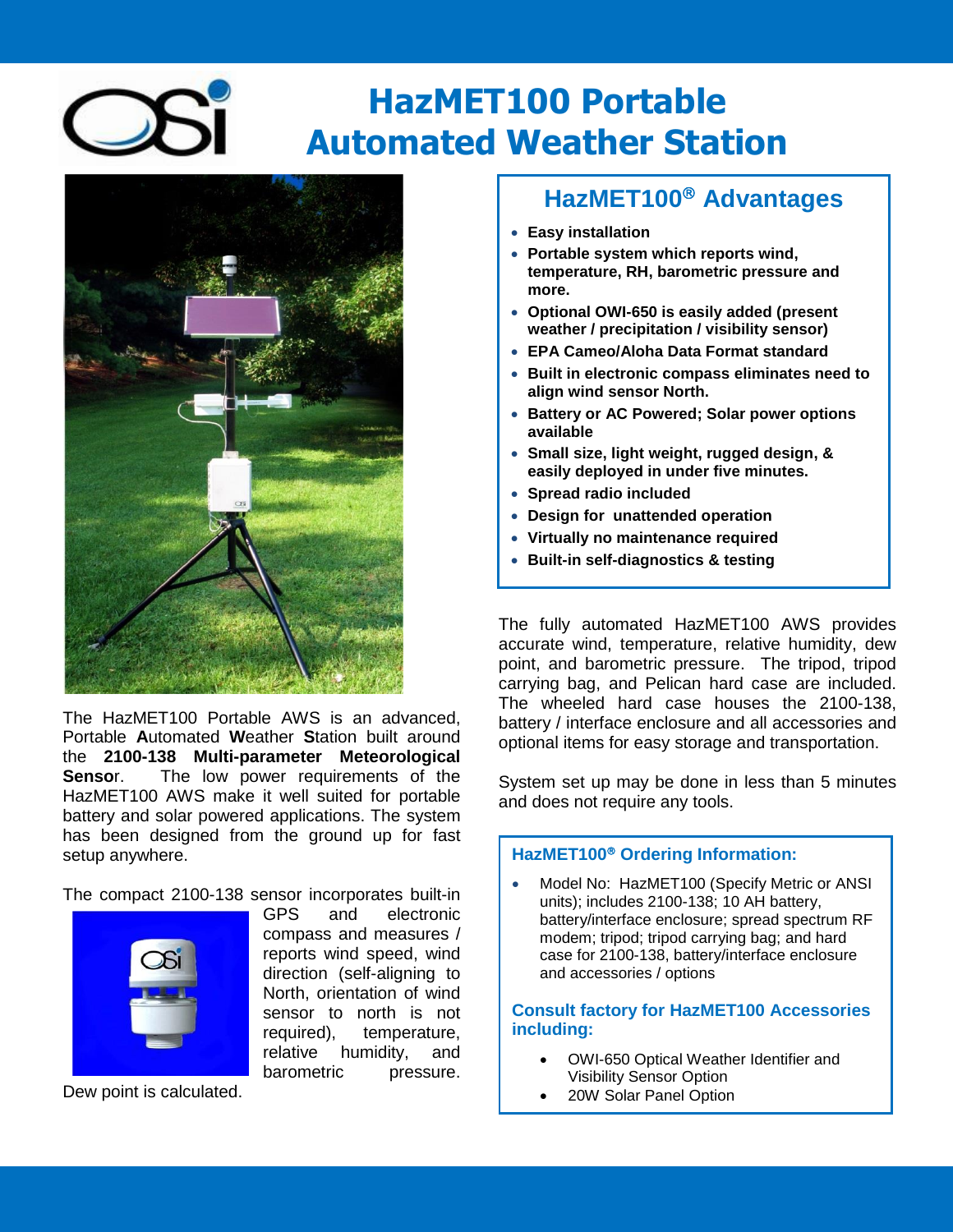# HazMET100 Portable Automated Weather Station

The HazMET100 Portable AWS is an advanced, Portable **A**utomated **W**eather **S**tation built around the **2100-138 Multi-parameter Meteorological Sensor**. The low power requirements of the HazMET100 AWS make it well suited for portable battery and solar powered applications. The system has been designed from the ground up for fast setup anywhere.

The compact 2100-138 sensor incorporates built-in GPS and electronic compass and measures / reports wind speed, wind direction (self-aligning to North, orientation of wind sensor to north is not required), temperature, relative humidity, and barometric pressure. Dew point is calculated.

## HazMET100® Advantages

- **Easy installation**
- **Portable system which reports wind, temperature, RH, barometric pressure and more.**
- **Optional OWI-650 is easily added (present weather / precipitation / visibility sensor)**
- **EPA Cameo/Aloha Data Format standard**
- **Built in electronic compass eliminates need to align wind sensor North.**
- **Battery or AC Powered; Solar power options available**
- **Small size, light weight, rugged design, & easily deployed in under five minutes.**
- **Spread radio included**
- **Design for unattended operation**
- **Virtually no maintenance required**
- **Built-in self-diagnostics & testing**

The fully automated HazMET100 AWS provides accurate wind, temperature, relative humidity, dew point, and barometric pressure. The tripod, tripod carrying bag, and Pelican hard case are included. The wheeled hard case houses the 2100-138, battery / interface enclosure and all accessories and optional items for easy storage and transportation.

System set up may be done in less than 5 minutes and does not require any tools.

### HazMET100® Ordering Information:

- Model No: HazMET100 (Specify Metric or ANSI units); includes 2100-138; 10 AH battery, battery/interface enclosure; spread spectrum RF modem; tripod; tripod carrying bag; and hard case for 2100-138, battery/interface enclosure and accessories / options

### Consult factory for HazMET100 Accessories including:

- OWI-650 Optical Weather Identifier and Visibility Sensor Option
- 20W Solar Panel Option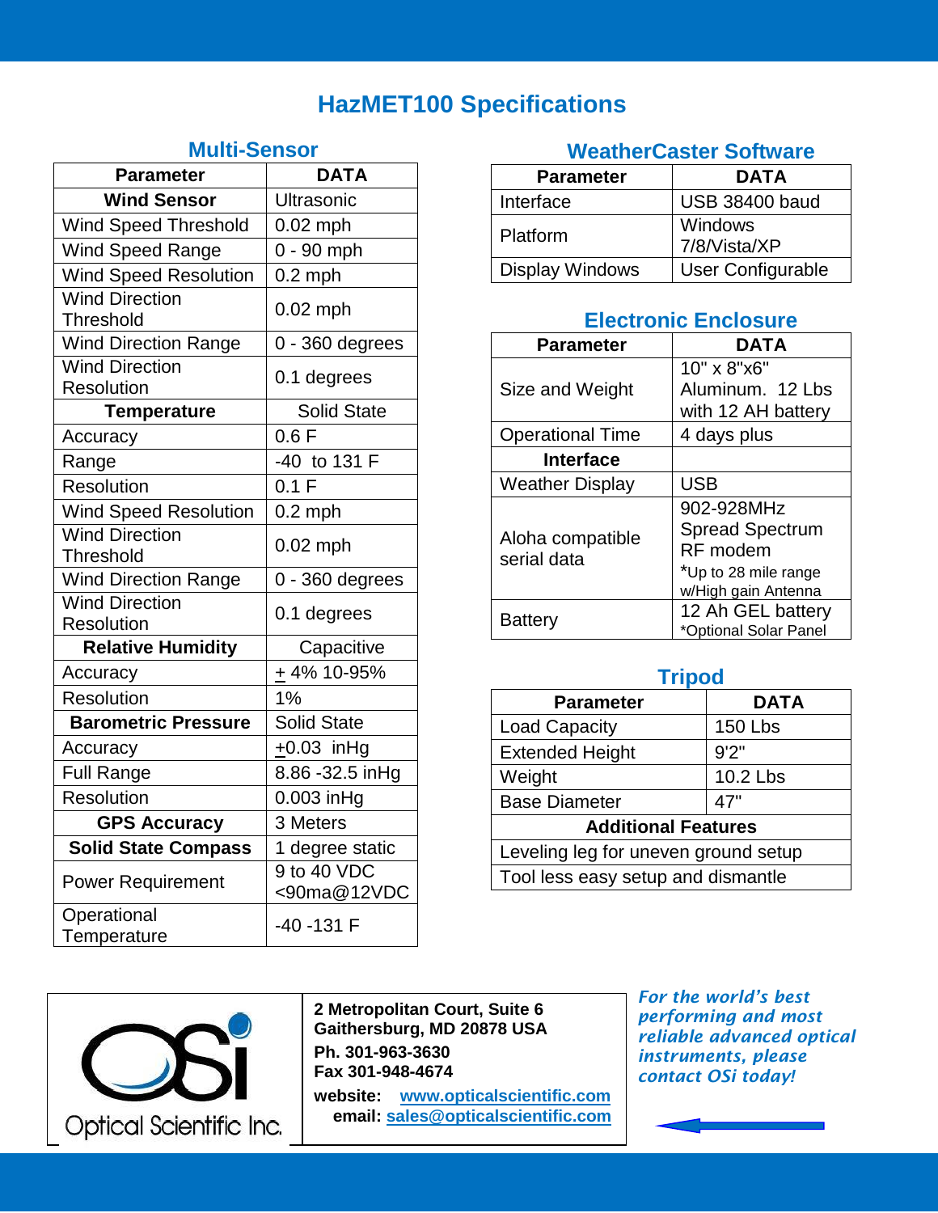# HazMET100 Specifications

## Multi-Sensor

| Parameter | DATA |
|---|---|
| **Wind Sensor** | Ultrasonic |
| Wind Speed Threshold | 0.02 mph |
| Wind Speed Range | 0 - 90 mph |
| Wind Speed Resolution | 0.2 mph |
| Wind Direction Threshold | 0.02 mph |
| Wind Direction Range | 0 - 360 degrees |
| Wind Direction Resolution | 0.1 degrees |
| **Temperature** | Solid State |
| Accuracy | 0.6 F |
| Range | -40 to 131 F |
| Resolution | 0.1 F |
| Wind Speed Resolution | 0.2 mph |
| Wind Direction Threshold | 0.02 mph |
| Wind Direction Range | 0 - 360 degrees |
| Wind Direction Resolution | 0.1 degrees |
| **Relative Humidity** | Capacitive |
| Accuracy | ± 4% 10-95% |
| Resolution | 1% |
| **Barometric Pressure** | Solid State |
| Accuracy | ±0.03 inHg |
| Full Range | 8.86 -32.5 inHg |
| Resolution | 0.003 inHg |
| **GPS Accuracy** | 3 Meters |
| **Solid State Compass** | 1 degree static |
| Power Requirement | 9 to 40 VDC <90ma@12VDC |
| Operational Temperature | -40 -131 F |

## WeatherCaster Software

| Parameter | DATA |
|---|---|
| Interface | USB 38400 baud |
| Platform | Windows 7/8/Vista/XP |
| Display Windows | User Configurable |

## Electronic Enclosure

| Parameter | DATA |
|---|---|
| Size and Weight | 10" x 8"x6" Aluminum. 12 Lbs with 12 AH battery |
| Operational Time | 4 days plus |
| **Interface** | |
| Weather Display | USB |
| Aloha compatible serial data | 902-928MHz Spread Spectrum RF modem *Up to 28 mile range w/High gain Antenna |
| Battery | 12 Ah GEL battery *Optional Solar Panel |

## Tripod

| Parameter | DATA |
|---|---|
| Load Capacity | 150 Lbs |
| Extended Height | 9'2" |
| Weight | 10.2 Lbs |
| Base Diameter | 47" |
| **Additional Features** | |
| Leveling leg for uneven ground setup | |
| Tool less easy setup and dismantle | |

OSi Optical Scientific Inc.

**2 Metropolitan Court, Suite 6**
**Gaithersburg, MD 20878 USA**

**Ph. 301-963-3630**
**Fax 301-948-4674**

**website:** www.opticalscientific.com
**email:** sales@opticalscientific.com

***For the world's best performing and most reliable advanced optical instruments, please contact OSi today!***